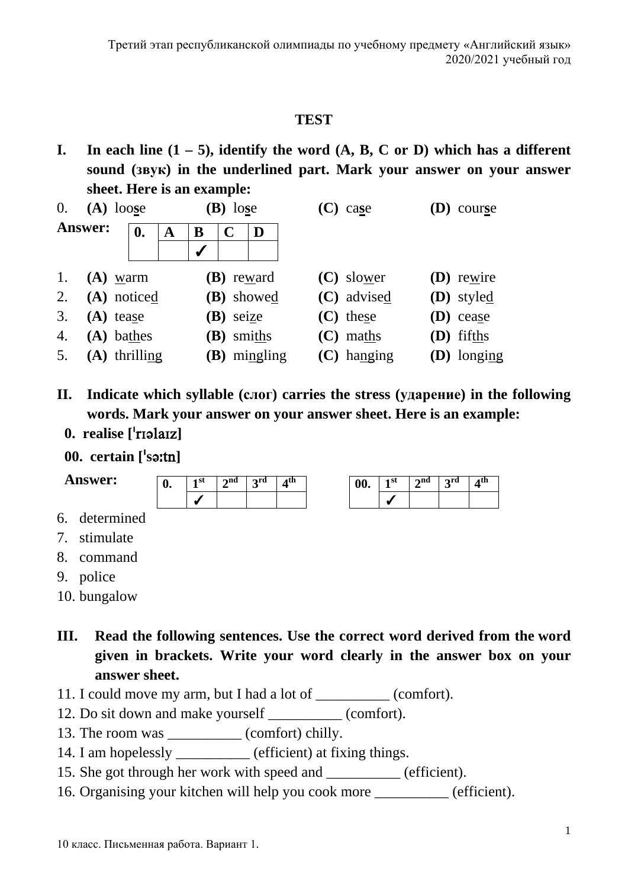Третий этап республиканской олимпиады по учебному предмету «Английский язык»
2020/2021 учебный год

# TEST

**I. In each line (1 – 5), identify the word (A, B, C or D) which has a different sound (звук) in the underlined part. Mark your answer on your answer sheet. Here is an example:**

0. **(A)** loo<u>s</u>e **(B)** lo<u>s</u>e **(C)** ca<u>s</u>e **(D)** cour<u>s</u>e

**Answer:**

| 0. | A | B | C | D |
|---|---|---|---|---|
| | | ✓ | | |

1. **(A)** <u>w</u>arm **(B)** re<u>w</u>ard **(C)** slo<u>w</u>er **(D)** re<u>w</u>ire
2. **(A)** notice<u>d</u> **(B)** showe<u>d</u> **(C)** advise<u>d</u> **(D)** style<u>d</u>
3. **(A)** tea<u>s</u>e **(B)** sei<u>z</u>e **(C)** the<u>s</u>e **(D)** cea<u>s</u>e
4. **(A)** ba<u>th</u>es **(B)** smi<u>th</u>s **(C)** ma<u>th</u>s **(D)** fif<u>th</u>s
5. **(A)** thrilli<u>ng</u> **(B)** mi<u>ng</u>ling **(C)** ha<u>ng</u>ing **(D)** longi<u>ng</u>

**II. Indicate which syllable (слог) carries the stress (ударение) in the following words. Mark your answer on your answer sheet. Here is an example:**

**0. realise [ˈrɪəlaɪz]**

**00. certain [ˈsɜːtn]**

**Answer:**

| 0. | 1st | 2nd | 3rd | 4th |
|---|---|---|---|---|
| | ✓ | | | |

| 00. | 1st | 2nd | 3rd | 4th |
|---|---|---|---|---|
| | ✓ | | | |

6. determined
7. stimulate
8. command
9. police
10. bungalow

**III. Read the following sentences. Use the correct word derived from the word given in brackets. Write your word clearly in the answer box on your answer sheet.**

11. I could move my arm, but I had a lot of __________ (comfort).
12. Do sit down and make yourself __________ (comfort).
13. The room was __________ (comfort) chilly.
14. I am hopelessly __________ (efficient) at fixing things.
15. She got through her work with speed and __________ (efficient).
16. Organising your kitchen will help you cook more __________ (efficient).

10 класс. Письменная работа. Вариант 1.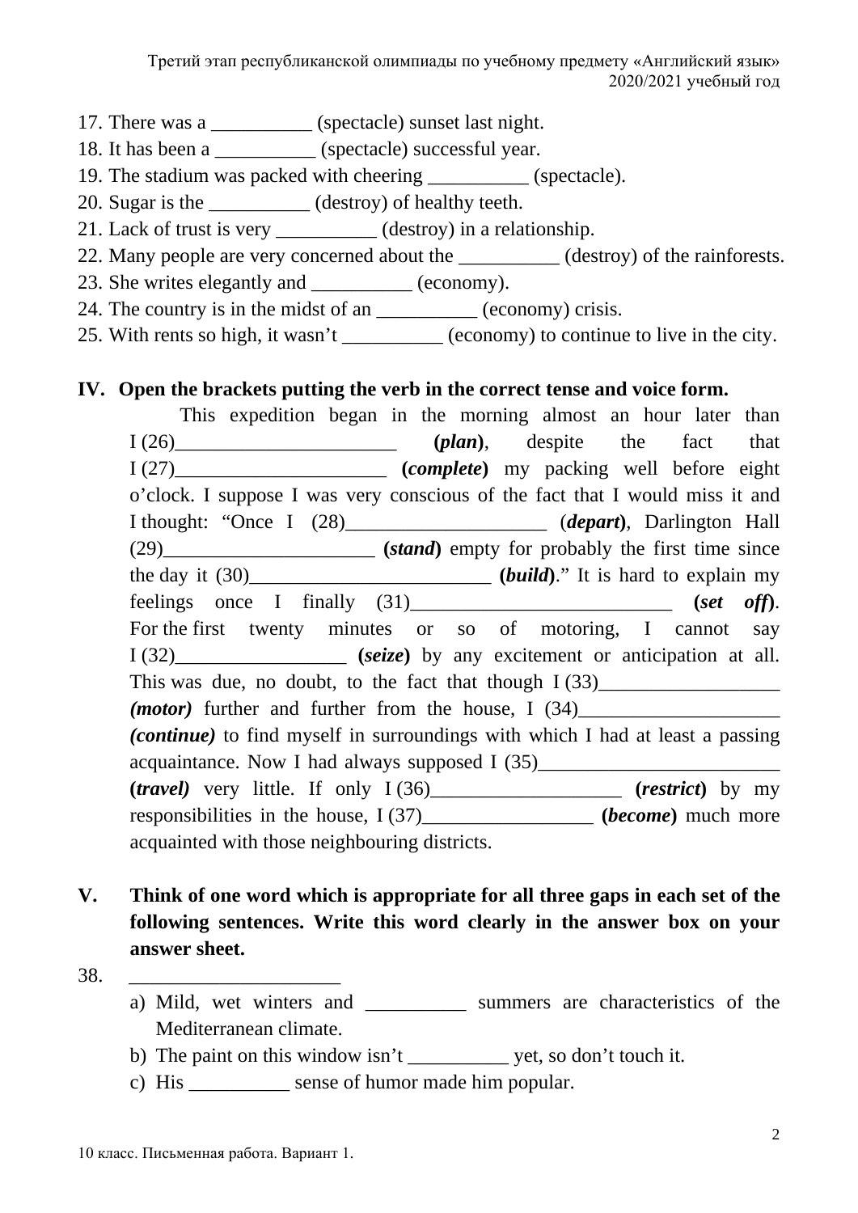17. There was a __________ (spectacle) sunset last night.
18. It has been a __________ (spectacle) successful year.
19. The stadium was packed with cheering __________ (spectacle).
20. Sugar is the __________ (destroy) of healthy teeth.
21. Lack of trust is very __________ (destroy) in a relationship.
22. Many people are very concerned about the __________ (destroy) of the rainforests.
23. She writes elegantly and __________ (economy).
24. The country is in the midst of an __________ (economy) crisis.
25. With rents so high, it wasn't __________ (economy) to continue to live in the city.

**IV. Open the brackets putting the verb in the correct tense and voice form.**

This expedition began in the morning almost an hour later than I (26)______________________ **(*plan*)**, despite the fact that I (27)_____________________ **(*complete*)** my packing well before eight o'clock. I suppose I was very conscious of the fact that I would miss it and I thought: "Once I (28)____________________ (***depart***), Darlington Hall (29)_____________________ **(*stand*)** empty for probably the first time since the day it (30)________________________ **(*build*)**." It is hard to explain my feelings once I finally (31)__________________________ **(*set off*)**. For the first twenty minutes or so of motoring, I cannot say I (32)_________________ **(*seize*)** by any excitement or anticipation at all. This was due, no doubt, to the fact that though I (33)__________________ ***(motor)*** further and further from the house, I (34)____________________ ***(continue)*** to find myself in surroundings with which I had at least a passing acquaintance. Now I had always supposed I (35)________________________ **(*travel)*** very little. If only I (36)___________________ **(*restrict*)** by my responsibilities in the house, I (37)_________________ **(*become*)** much more acquainted with those neighbouring districts.

**V. Think of one word which is appropriate for all three gaps in each set of the following sentences. Write this word clearly in the answer box on your answer sheet.**

38. _____________________

a) Mild, wet winters and __________ summers are characteristics of the Mediterranean climate.

b) The paint on this window isn't __________ yet, so don't touch it.

c) His __________ sense of humor made him popular.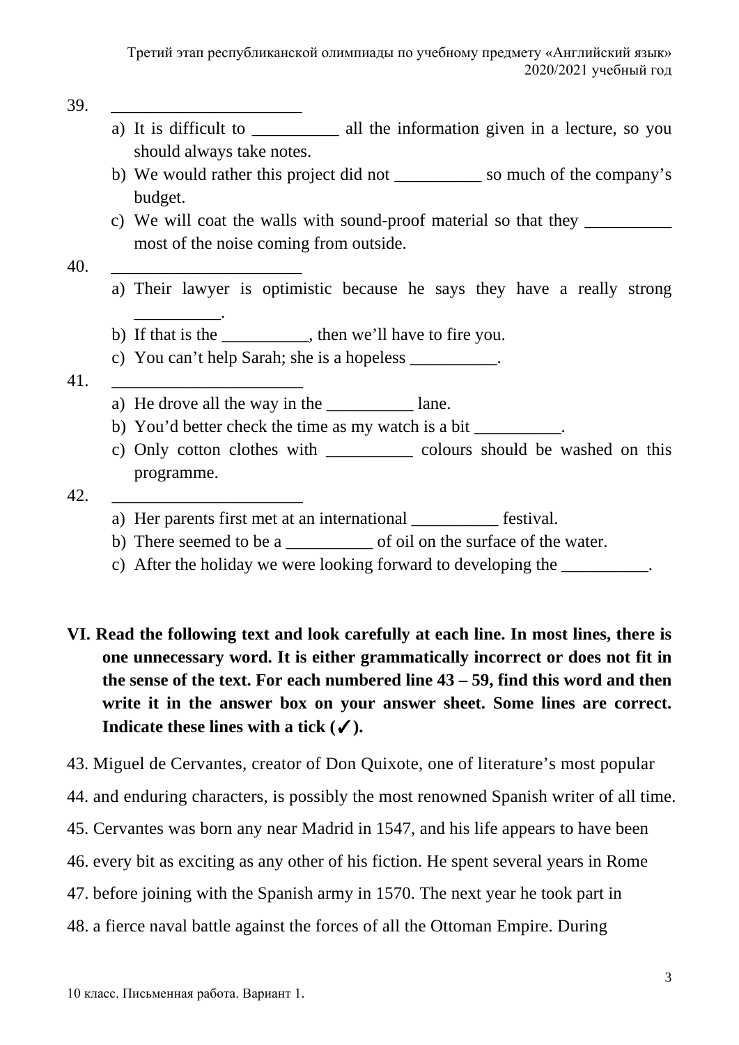39. ______________________

a) It is difficult to __________ all the information given in a lecture, so you should always take notes.
b) We would rather this project did not __________ so much of the company's budget.
c) We will coat the walls with sound-proof material so that they __________ most of the noise coming from outside.

40. ______________________

a) Their lawyer is optimistic because he says they have a really strong __________.
b) If that is the __________, then we'll have to fire you.
c) You can't help Sarah; she is a hopeless __________.

41. ______________________

a) He drove all the way in the __________ lane.
b) You'd better check the time as my watch is a bit __________.
c) Only cotton clothes with __________ colours should be washed on this programme.

42. ______________________

a) Her parents first met at an international __________ festival.
b) There seemed to be a __________ of oil on the surface of the water.
c) After the holiday we were looking forward to developing the __________.

**VI. Read the following text and look carefully at each line. In most lines, there is one unnecessary word. It is either grammatically incorrect or does not fit in the sense of the text. For each numbered line 43 – 59, find this word and then write it in the answer box on your answer sheet. Some lines are correct. Indicate these lines with a tick (✓).**

43. Miguel de Cervantes, creator of Don Quixote, one of literature's most popular
44. and enduring characters, is possibly the most renowned Spanish writer of all time.
45. Cervantes was born any near Madrid in 1547, and his life appears to have been
46. every bit as exciting as any other of his fiction. He spent several years in Rome
47. before joining with the Spanish army in 1570. The next year he took part in
48. a fierce naval battle against the forces of all the Ottoman Empire. During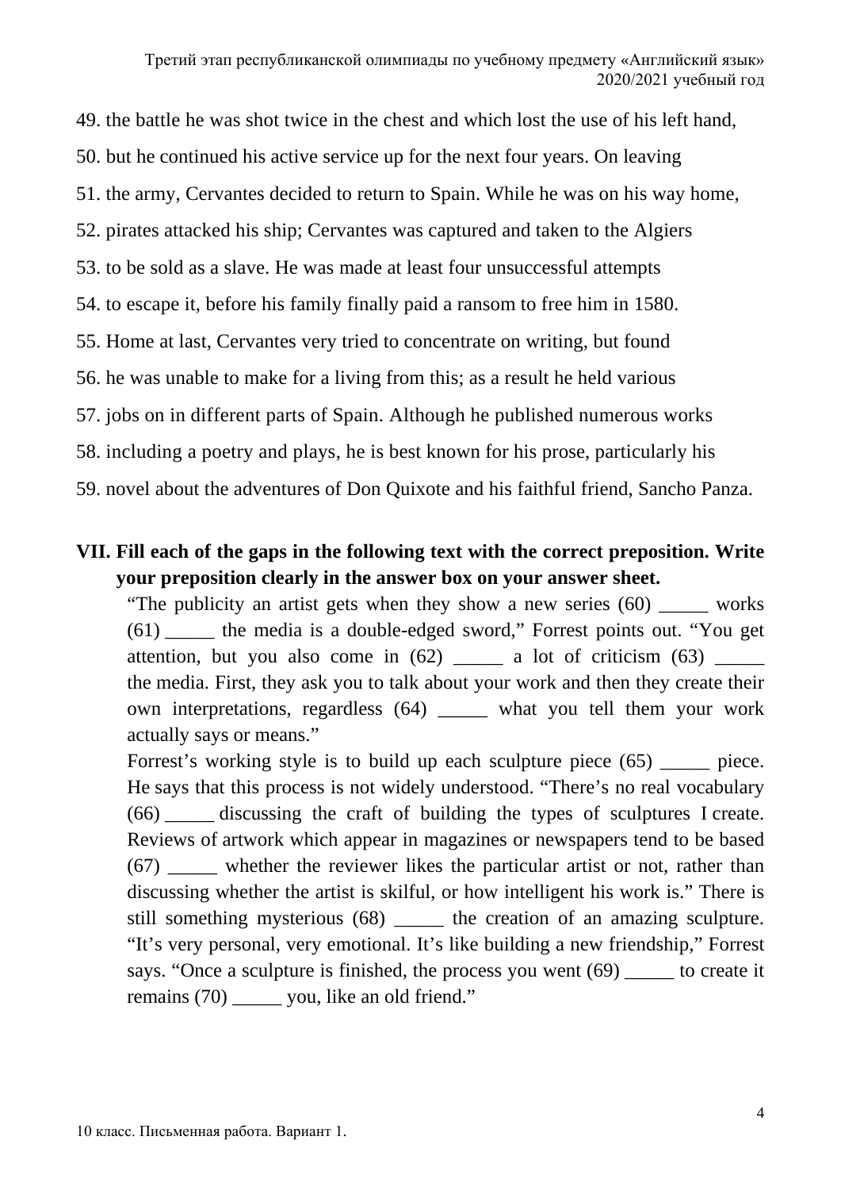49. the battle he was shot twice in the chest and which lost the use of his left hand,

50. but he continued his active service up for the next four years. On leaving

51. the army, Cervantes decided to return to Spain. While he was on his way home,

52. pirates attacked his ship; Cervantes was captured and taken to the Algiers

53. to be sold as a slave. He was made at least four unsuccessful attempts

54. to escape it, before his family finally paid a ransom to free him in 1580.

55. Home at last, Cervantes very tried to concentrate on writing, but found

56. he was unable to make for a living from this; as a result he held various

57. jobs on in different parts of Spain. Although he published numerous works

58. including a poetry and plays, he is best known for his prose, particularly his

59. novel about the adventures of Don Quixote and his faithful friend, Sancho Panza.

**VII. Fill each of the gaps in the following text with the correct preposition. Write your preposition clearly in the answer box on your answer sheet.**

“The publicity an artist gets when they show a new series (60) _____ works (61) _____ the media is a double-edged sword,” Forrest points out. “You get attention, but you also come in (62) _____ a lot of criticism (63) _____ the media. First, they ask you to talk about your work and then they create their own interpretations, regardless (64) _____ what you tell them your work actually says or means.”

Forrest’s working style is to build up each sculpture piece (65) _____ piece. He says that this process is not widely understood. “There’s no real vocabulary (66) _____ discussing the craft of building the types of sculptures I create. Reviews of artwork which appear in magazines or newspapers tend to be based (67) _____ whether the reviewer likes the particular artist or not, rather than discussing whether the artist is skilful, or how intelligent his work is.” There is still something mysterious (68) _____ the creation of an amazing sculpture. “It’s very personal, very emotional. It’s like building a new friendship,” Forrest says. “Once a sculpture is finished, the process you went (69) _____ to create it remains (70) _____ you, like an old friend.”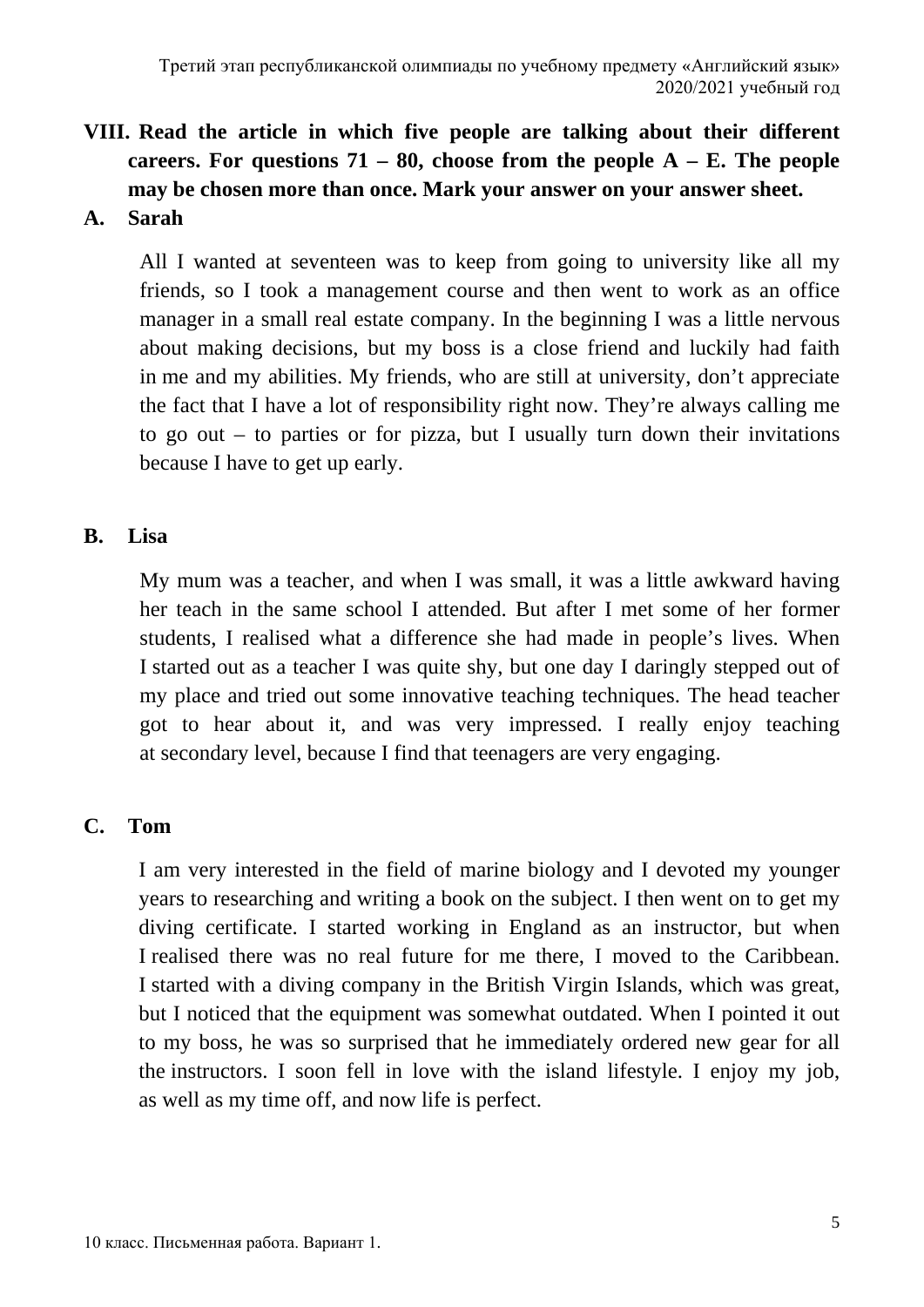**VIII. Read the article in which five people are talking about their different careers. For questions 71 – 80, choose from the people A – E. The people may be chosen more than once. Mark your answer on your answer sheet.**

**A. Sarah**

All I wanted at seventeen was to keep from going to university like all my friends, so I took a management course and then went to work as an office manager in a small real estate company. In the beginning I was a little nervous about making decisions, but my boss is a close friend and luckily had faith in me and my abilities. My friends, who are still at university, don't appreciate the fact that I have a lot of responsibility right now. They're always calling me to go out – to parties or for pizza, but I usually turn down their invitations because I have to get up early.

**B. Lisa**

My mum was a teacher, and when I was small, it was a little awkward having her teach in the same school I attended. But after I met some of her former students, I realised what a difference she had made in people's lives. When I started out as a teacher I was quite shy, but one day I daringly stepped out of my place and tried out some innovative teaching techniques. The head teacher got to hear about it, and was very impressed. I really enjoy teaching at secondary level, because I find that teenagers are very engaging.

**C. Tom**

I am very interested in the field of marine biology and I devoted my younger years to researching and writing a book on the subject. I then went on to get my diving certificate. I started working in England as an instructor, but when I realised there was no real future for me there, I moved to the Caribbean. I started with a diving company in the British Virgin Islands, which was great, but I noticed that the equipment was somewhat outdated. When I pointed it out to my boss, he was so surprised that he immediately ordered new gear for all the instructors. I soon fell in love with the island lifestyle. I enjoy my job, as well as my time off, and now life is perfect.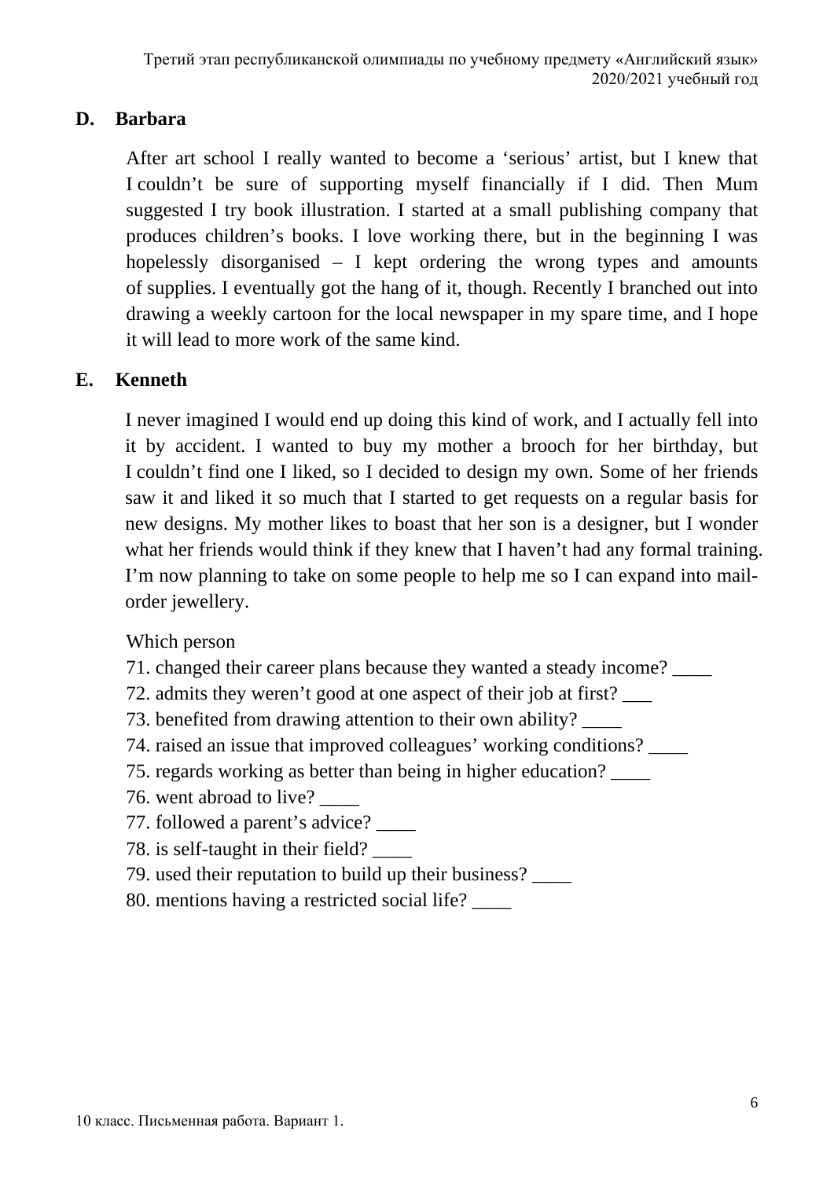**D. Barbara**

After art school I really wanted to become a ‘serious’ artist, but I knew that I couldn’t be sure of supporting myself financially if I did. Then Mum suggested I try book illustration. I started at a small publishing company that produces children’s books. I love working there, but in the beginning I was hopelessly disorganised – I kept ordering the wrong types and amounts of supplies. I eventually got the hang of it, though. Recently I branched out into drawing a weekly cartoon for the local newspaper in my spare time, and I hope it will lead to more work of the same kind.

**E. Kenneth**

I never imagined I would end up doing this kind of work, and I actually fell into it by accident. I wanted to buy my mother a brooch for her birthday, but I couldn’t find one I liked, so I decided to design my own. Some of her friends saw it and liked it so much that I started to get requests on a regular basis for new designs. My mother likes to boast that her son is a designer, but I wonder what her friends would think if they knew that I haven’t had any formal training. I’m now planning to take on some people to help me so I can expand into mail-order jewellery.

Which person

71. changed their career plans because they wanted a steady income? ____
72. admits they weren’t good at one aspect of their job at first? ___
73. benefited from drawing attention to their own ability? ____
74. raised an issue that improved colleagues’ working conditions? ____
75. regards working as better than being in higher education? ____
76. went abroad to live? ____
77. followed a parent’s advice? ____
78. is self-taught in their field? ____
79. used their reputation to build up their business? ____
80. mentions having a restricted social life? ____